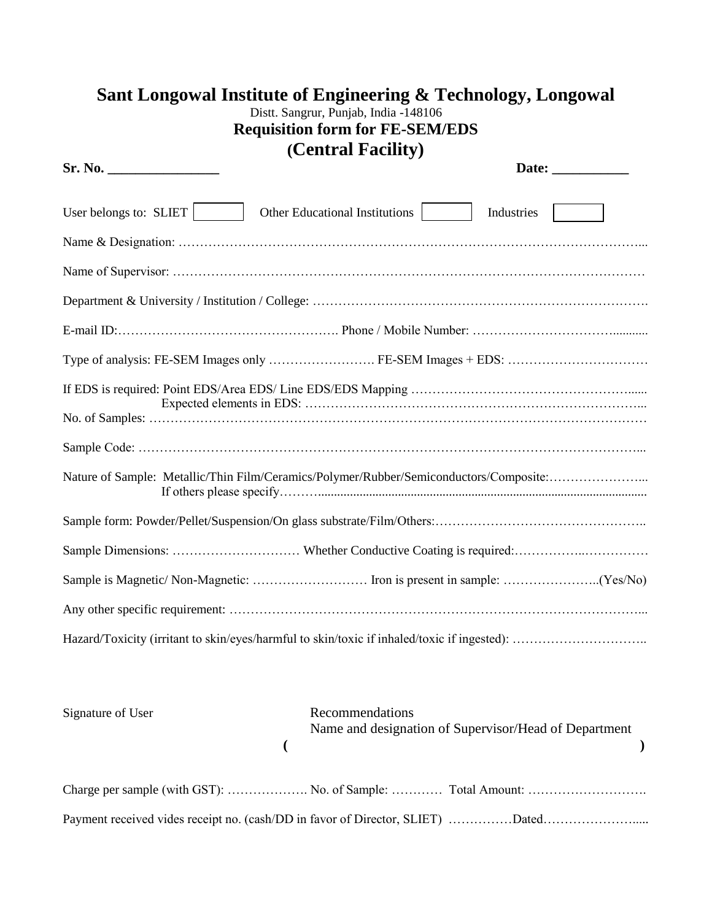# Sant Longowal Institute of Engineering & Technology, Longowal

Distt. Sangrur, Punjab, India -148106

## Requisition form for FE-SEM/EDS

## (Central Facility)

**Sr. No. ________________** **Date: ___________**

User belongs to: SLIET ☐ Other Educational Institutions ☐ Industries ☐

Name & Designation: …………………………………………………………………………………………………...

Name of Supervisor: …………………………………………………………………………………………………

Department & University / Institution / College: ………………………………………………………………….

E-mail ID:……………………………………………. Phone / Mobile Number: ……………………………...........

Type of analysis: FE-SEM Images only ……………………. FE-SEM Images + EDS: ……………………………

If EDS is required: Point EDS/Area EDS/ Line EDS/EDS Mapping ……………………………………………......
Expected elements in EDS: …………………………………………………………………...

No. of Samples: ………………………………………………………………………………………………………

Sample Code: ……………………………………………………………………………………………………...

Nature of Sample: Metallic/Thin Film/Ceramics/Polymer/Rubber/Semiconductors/Composite:…………………...
If others please specify……….....................................................................................................

Sample form: Powder/Pellet/Suspension/On glass substrate/Film/Others:…………………………………………..

Sample Dimensions: ………………………… Whether Conductive Coating is required:……………..……………

Sample is Magnetic/ Non-Magnetic: ……………………… Iron is present in sample: …………………..(Yes/No)

Any other specific requirement: ……………………………………………………………………………………...

Hazard/Toxicity (irritant to skin/eyes/harmful to skin/toxic if inhaled/toxic if ingested): …………………………..

Signature of User

Recommendations
Name and designation of Supervisor/Head of Department
( )

Charge per sample (with GST): ………………. No. of Sample: ………… Total Amount: ……………………….

Payment received vides receipt no. (cash/DD in favor of Director, SLIET) ……………Dated…………………......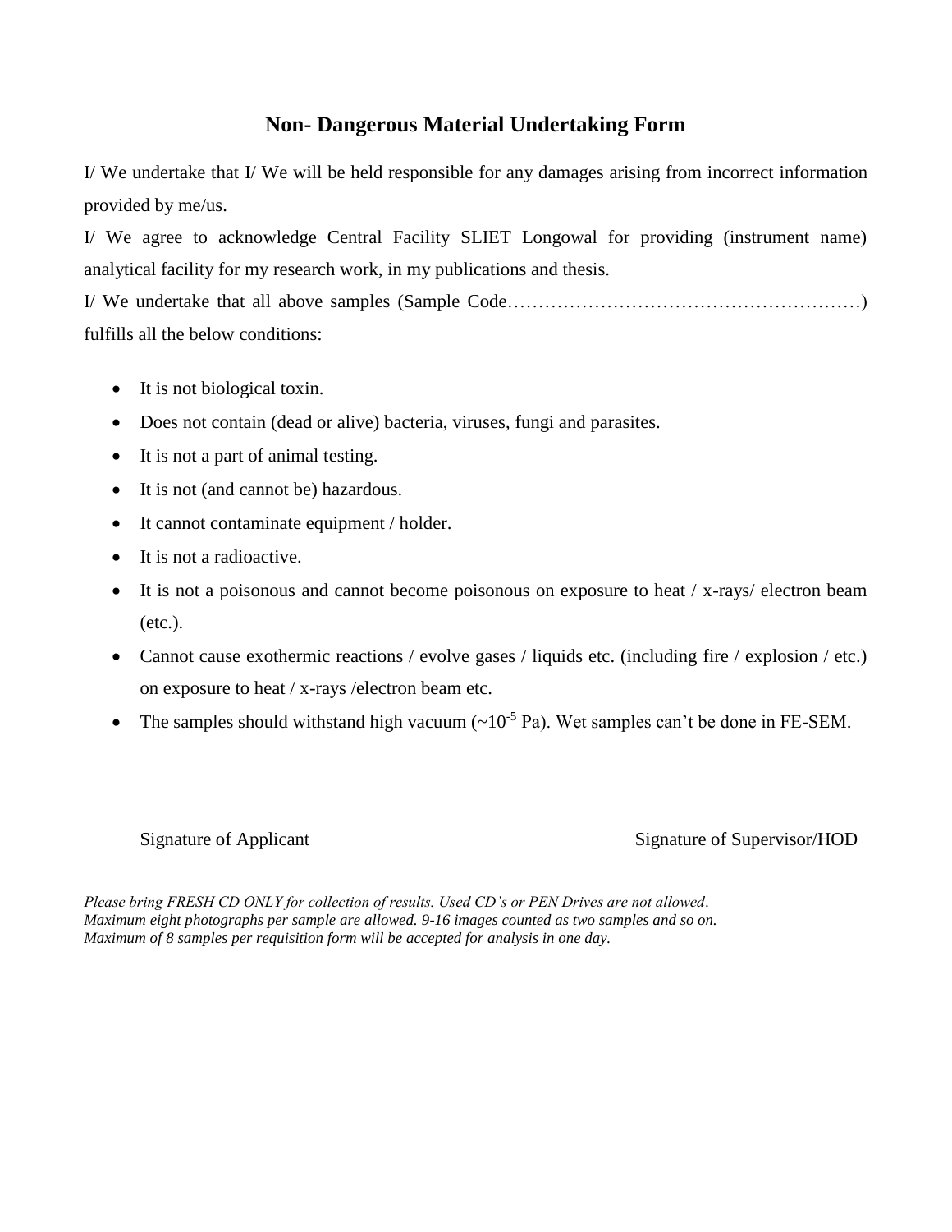## Non- Dangerous Material Undertaking Form

I/ We undertake that I/ We will be held responsible for any damages arising from incorrect information provided by me/us.

I/ We agree to acknowledge Central Facility SLIET Longowal for providing (instrument name) analytical facility for my research work, in my publications and thesis.

I/ We undertake that all above samples (Sample Code…………………………………………………) fulfills all the below conditions:

- It is not biological toxin.
- Does not contain (dead or alive) bacteria, viruses, fungi and parasites.
- It is not a part of animal testing.
- It is not (and cannot be) hazardous.
- It cannot contaminate equipment / holder.
- It is not a radioactive.
- It is not a poisonous and cannot become poisonous on exposure to heat / x-rays/ electron beam (etc.).
- Cannot cause exothermic reactions / evolve gases / liquids etc. (including fire / explosion / etc.) on exposure to heat / x-rays /electron beam etc.
- The samples should withstand high vacuum (~$10^{-5}$ Pa). Wet samples can't be done in FE-SEM.

Signature of Applicant

Signature of Supervisor/HOD

*Please bring FRESH CD ONLY for collection of results. Used CD's or PEN Drives are not allowed.*
*Maximum eight photographs per sample are allowed. 9-16 images counted as two samples and so on.*
*Maximum of 8 samples per requisition form will be accepted for analysis in one day.*